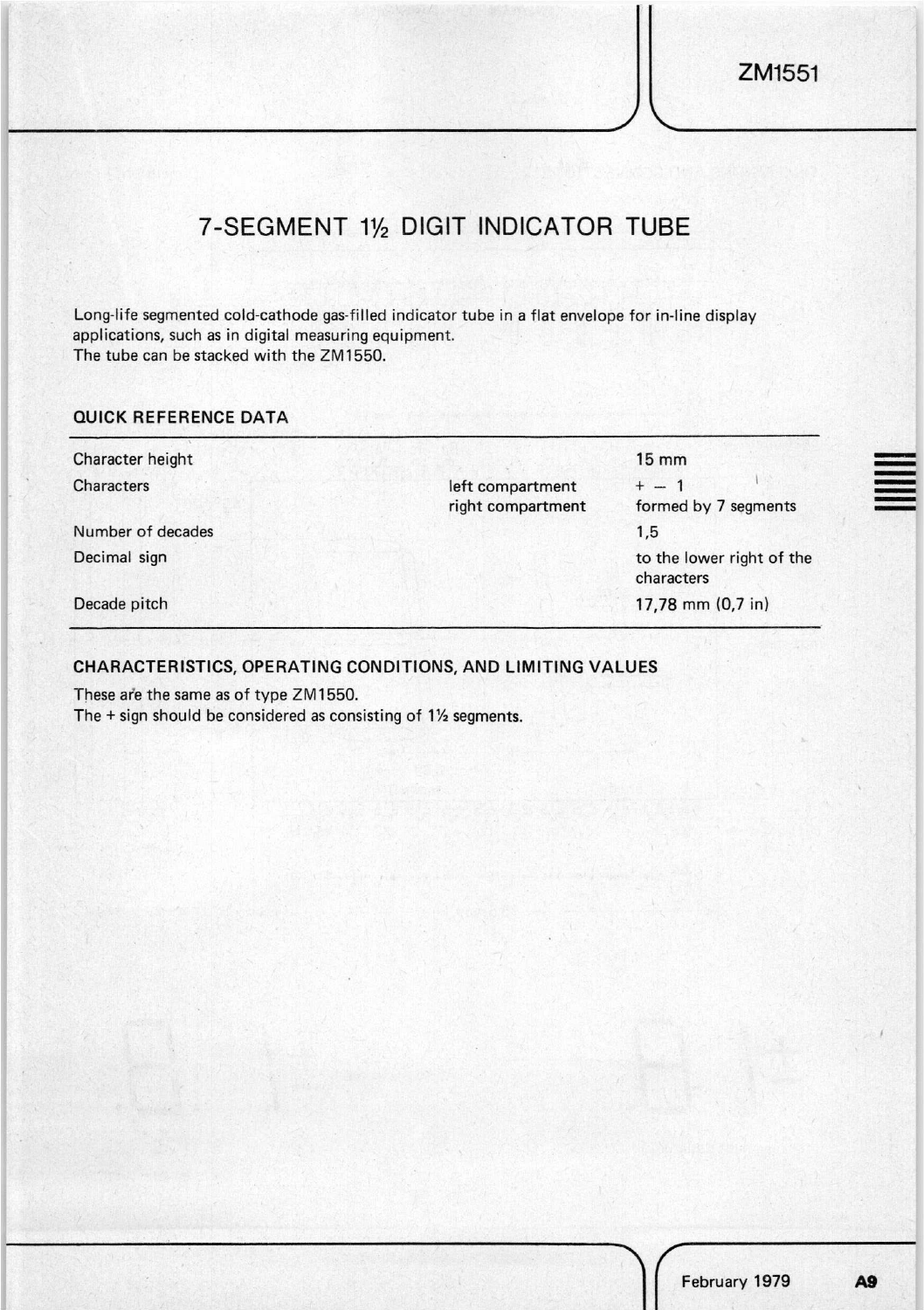# 7-SEGMENT 1½ DIGIT INDICATOR TUBE

Long-life segmented cold-cathode gas-filled indicator tube in a flat envelope for in-line display applications, such as in digital measuring equipment.
The tube can be stacked with the ZM1550.

## QUICK REFERENCE DATA

| | | |
|---|---|---|
| Character height | | 15 mm |
| Characters | left compartment | + — 1 |
| | right compartment | formed by 7 segments |
| Number of decades | | 1,5 |
| Decimal sign | | to the lower right of the characters |
| Decade pitch | | 17,78 mm (0,7 in) |

## CHARACTERISTICS, OPERATING CONDITIONS, AND LIMITING VALUES

These are the same as of type ZM1550.
The + sign should be considered as consisting of 1½ segments.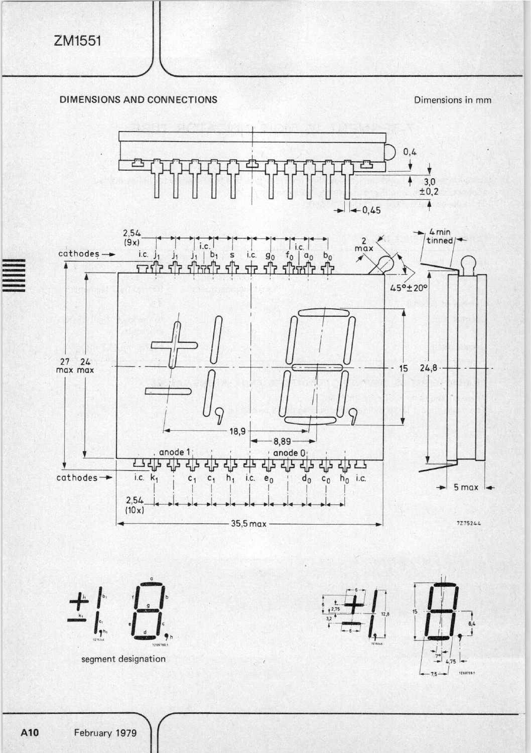## DIMENSIONS AND CONNECTIONS

Dimensions in mm

0,4

3,0 ±0,2

0,45

2,54 (9x)

i.c.

i.c.

cathodes

i.c. $j_1$ $j_1$ $j_1$ $b_1$ s i.c. $g_0$ $f_0$ $a_0$ $b_0$

2 max

45°±20°

4 min tinned

27 max

24 max

15

24,8

18,9

8,89

anode 1

anode 0

cathodes

i.c. $k_1$ $c_1$ $c_1$ $h_1$ i.c. $e_0$ $d_0$ $c_0$ $h_0$ i.c.

2,54 (10x)

35,5 max

5 max

7Z75244

segment designation

6

6

2,75

3,2

6

12,8

15

6,4

7°

4,75

7,5